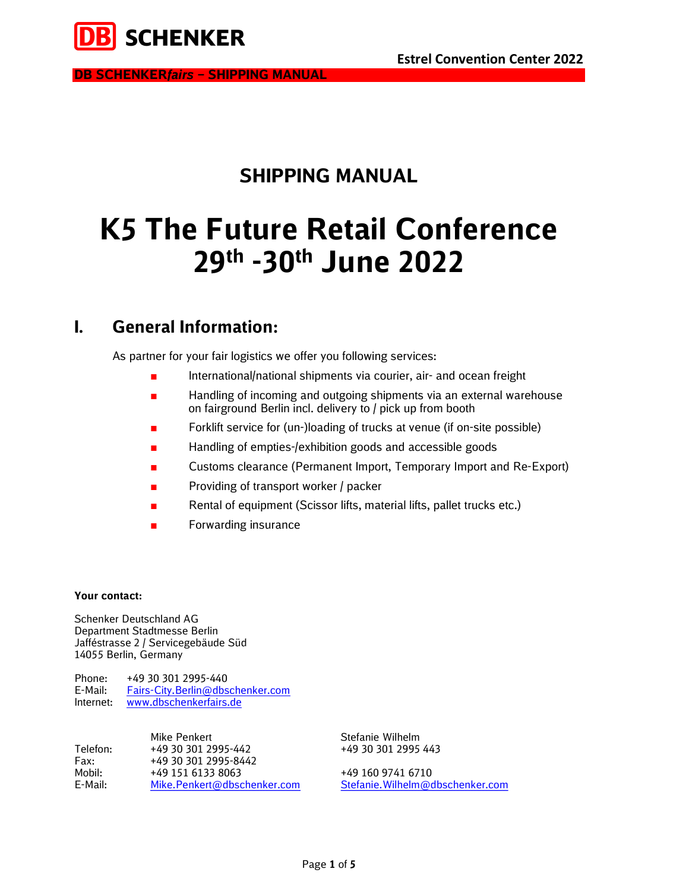# SHIPPING MANUAL

# K5 The Future Retail Conference 29th -30th June 2022

## I. General Information:

As partner for your fair logistics we offer you following services:

- International/national shipments via courier, air- and ocean freight
- Handling of incoming and outgoing shipments via an external warehouse on fairground Berlin incl. delivery to / pick up from booth
- Forklift service for (un-)loading of trucks at venue (if on-site possible)
- Handling of empties-/exhibition goods and accessible goods
- Customs clearance (Permanent Import, Temporary Import and Re-Export)
- Providing of transport worker / packer
- Rental of equipment (Scissor lifts, material lifts, pallet trucks etc.)
- Forwarding insurance

**Your contact:**

Schenker Deutschland AG
Department Stadtmesse Berlin
Jafféstrasse 2 / Servicegebäude Süd
14055 Berlin, Germany

Phone: +49 30 301 2995-440
E-Mail: Fairs-City.Berlin@dbschenker.com
Internet: www.dbschenkerfairs.de

| | Mike Penkert | Stefanie Wilhelm |
|---|---|---|
| Telefon: | +49 30 301 2995-442 | +49 30 301 2995 443 |
| Fax: | +49 30 301 2995-8442 | |
| Mobil: | +49 151 6133 8063 | +49 160 9741 6710 |
| E-Mail: | Mike.Penkert@dbschenker.com | Stefanie.Wilhelm@dbschenker.com |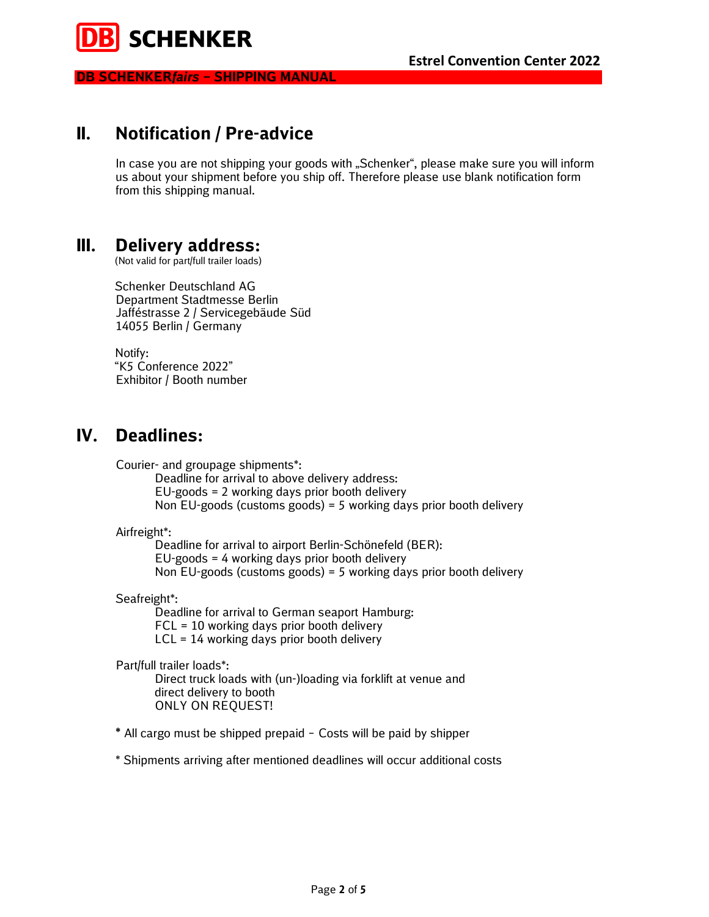## II. Notification / Pre-advice

In case you are not shipping your goods with „Schenker", please make sure you will inform us about your shipment before you ship off. Therefore please use blank notification form from this shipping manual.

## III. Delivery address:

(Not valid for part/full trailer loads)

Schenker Deutschland AG
Department Stadtmesse Berlin
Jafféstrasse 2 / Servicegebäude Süd
14055 Berlin / Germany

Notify:
"K5 Conference 2022"
Exhibitor / Booth number

## IV. Deadlines:

Courier- and groupage shipments*:
- Deadline for arrival to above delivery address:
- EU-goods = 2 working days prior booth delivery
- Non EU-goods (customs goods) = 5 working days prior booth delivery

Airfreight*:
- Deadline for arrival to airport Berlin-Schönefeld (BER):
- EU-goods = 4 working days prior booth delivery
- Non EU-goods (customs goods) = 5 working days prior booth delivery

Seafreight*:
- Deadline for arrival to German seaport Hamburg:
- FCL = 10 working days prior booth delivery
- LCL = 14 working days prior booth delivery

Part/full trailer loads*:
- Direct truck loads with (un-)loading via forklift at venue and direct delivery to booth
- ONLY ON REQUEST!

**\*** All cargo must be shipped prepaid – Costs will be paid by shipper

\* Shipments arriving after mentioned deadlines will occur additional costs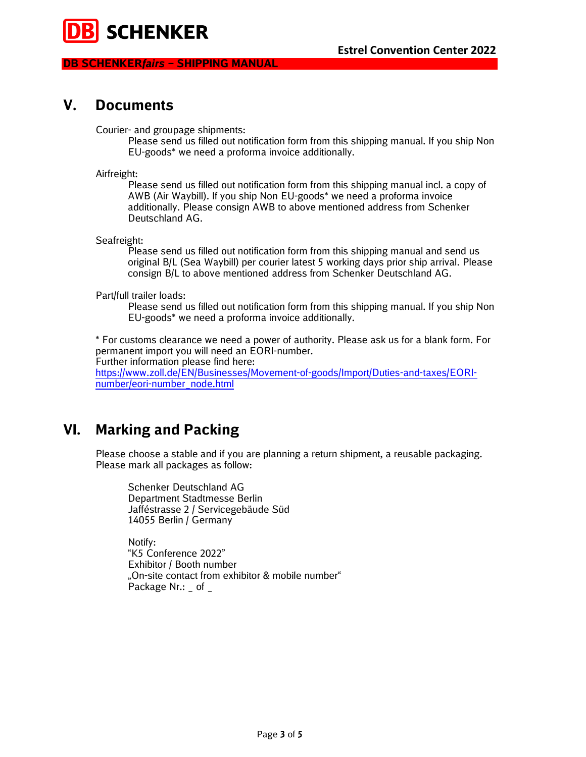## V. Documents

Courier- and groupage shipments:

Please send us filled out notification form from this shipping manual. If you ship Non EU-goods* we need a proforma invoice additionally.

Airfreight:

Please send us filled out notification form from this shipping manual incl. a copy of AWB (Air Waybill). If you ship Non EU-goods* we need a proforma invoice additionally. Please consign AWB to above mentioned address from Schenker Deutschland AG.

Seafreight:

Please send us filled out notification form from this shipping manual and send us original B/L (Sea Waybill) per courier latest 5 working days prior ship arrival. Please consign B/L to above mentioned address from Schenker Deutschland AG.

Part/full trailer loads:

Please send us filled out notification form from this shipping manual. If you ship Non EU-goods* we need a proforma invoice additionally.

* For customs clearance we need a power of authority. Please ask us for a blank form. For permanent import you will need an EORI-number.
Further information please find here:
[https://www.zoll.de/EN/Businesses/Movement-of-goods/Import/Duties-and-taxes/EORI-number/eori-number_node.html](https://www.zoll.de/EN/Businesses/Movement-of-goods/Import/Duties-and-taxes/EORI-number/eori-number_node.html)

## VI. Marking and Packing

Please choose a stable and if you are planning a return shipment, a reusable packaging. Please mark all packages as follow:

Schenker Deutschland AG
Department Stadtmesse Berlin
Jafféstrasse 2 / Servicegebäude Süd
14055 Berlin / Germany

Notify:
"K5 Conference 2022"
Exhibitor / Booth number
„On-site contact from exhibitor & mobile number"
Package Nr.: _ of _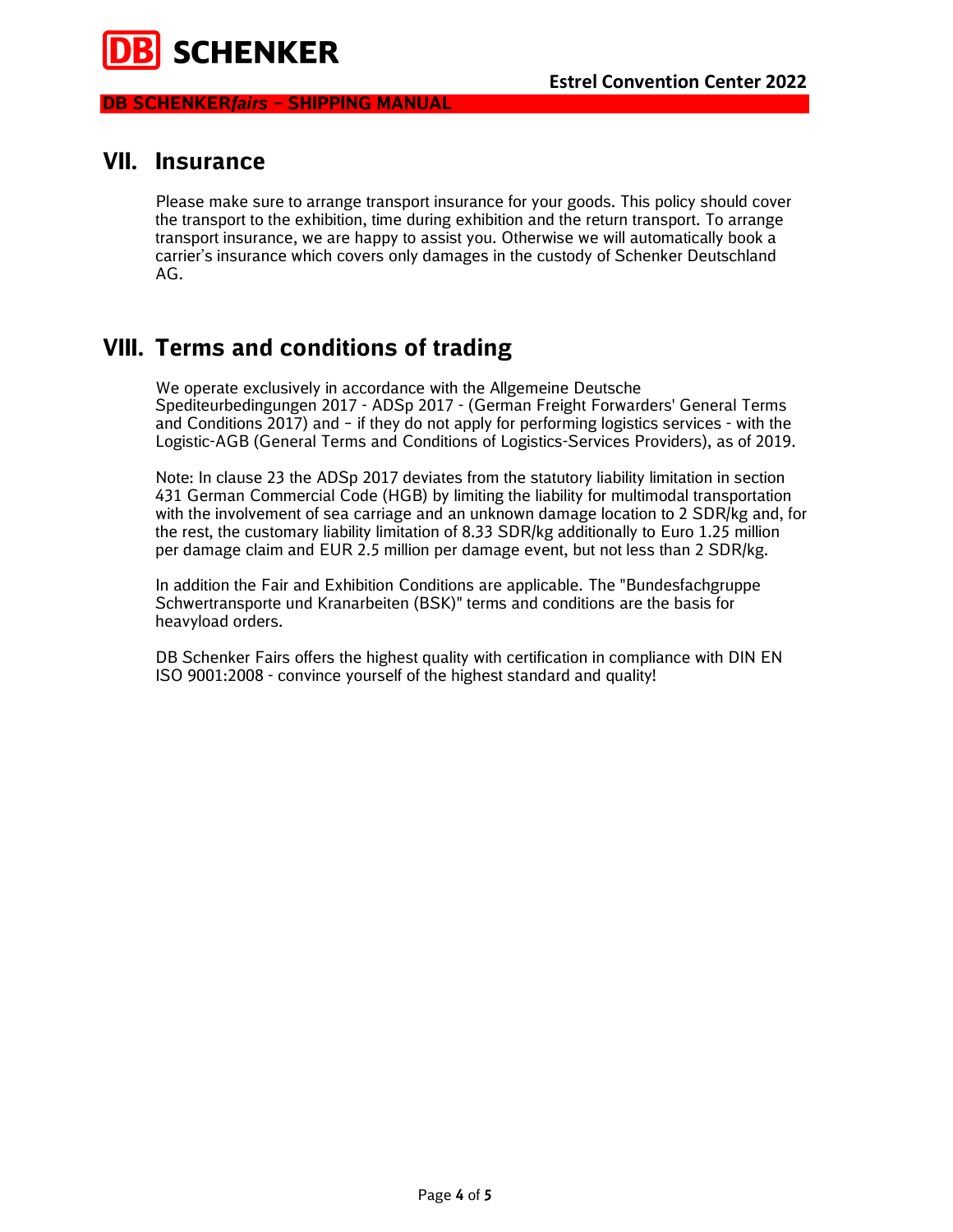## VII. Insurance

Please make sure to arrange transport insurance for your goods. This policy should cover the transport to the exhibition, time during exhibition and the return transport. To arrange transport insurance, we are happy to assist you. Otherwise we will automatically book a carrier's insurance which covers only damages in the custody of Schenker Deutschland AG.

## VIII. Terms and conditions of trading

We operate exclusively in accordance with the Allgemeine Deutsche Spediteurbedingungen 2017 - ADSp 2017 - (German Freight Forwarders' General Terms and Conditions 2017) and – if they do not apply for performing logistics services - with the Logistic-AGB (General Terms and Conditions of Logistics-Services Providers), as of 2019.

Note: In clause 23 the ADSp 2017 deviates from the statutory liability limitation in section 431 German Commercial Code (HGB) by limiting the liability for multimodal transportation with the involvement of sea carriage and an unknown damage location to 2 SDR/kg and, for the rest, the customary liability limitation of 8.33 SDR/kg additionally to Euro 1.25 million per damage claim and EUR 2.5 million per damage event, but not less than 2 SDR/kg.

In addition the Fair and Exhibition Conditions are applicable. The "Bundesfachgruppe Schwertransporte und Kranarbeiten (BSK)" terms and conditions are the basis for heavyload orders.

DB Schenker Fairs offers the highest quality with certification in compliance with DIN EN ISO 9001:2008 - convince yourself of the highest standard and quality!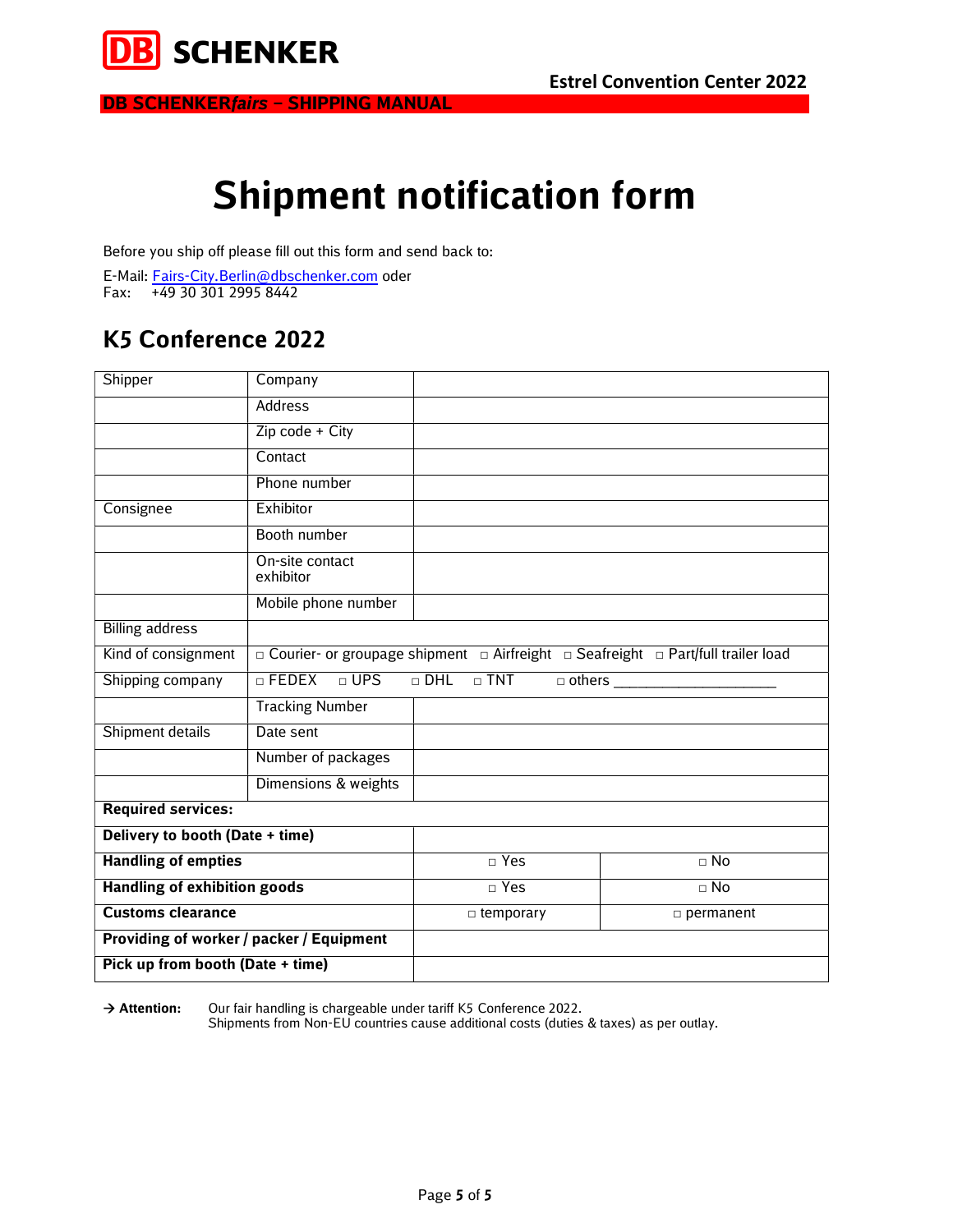# Shipment notification form

Before you ship off please fill out this form and send back to:

E-Mail: Fairs-City.Berlin@dbschenker.com oder
Fax: +49 30 301 2995 8442

## K5 Conference 2022

| | | | |
|---|---|---|---|
| Shipper | Company | | |
| | Address | | |
| | Zip code + City | | |
| | Contact | | |
| | Phone number | | |
| Consignee | Exhibitor | | |
| | Booth number | | |
| | On-site contact exhibitor | | |
| | Mobile phone number | | |
| Billing address | | | |
| Kind of consignment | □ Courier- or groupage shipment □ Airfreight □ Seafreight □ Part/full trailer load | | |
| Shipping company | □ FEDEX □ UPS □ DHL □ TNT □ others ____________________ | | |
| | Tracking Number | | |
| Shipment details | Date sent | | |
| | Number of packages | | |
| | Dimensions & weights | | |
| **Required services:** | | | |
| **Delivery to booth (Date + time)** | | | |
| **Handling of empties** | | □ Yes | □ No |
| **Handling of exhibition goods** | | □ Yes | □ No |
| **Customs clearance** | | □ temporary | □ permanent |
| **Providing of worker / packer / Equipment** | | | |
| **Pick up from booth (Date + time)** | | | |

→ **Attention:** Our fair handling is chargeable under tariff K5 Conference 2022.
Shipments from Non-EU countries cause additional costs (duties & taxes) as per outlay.